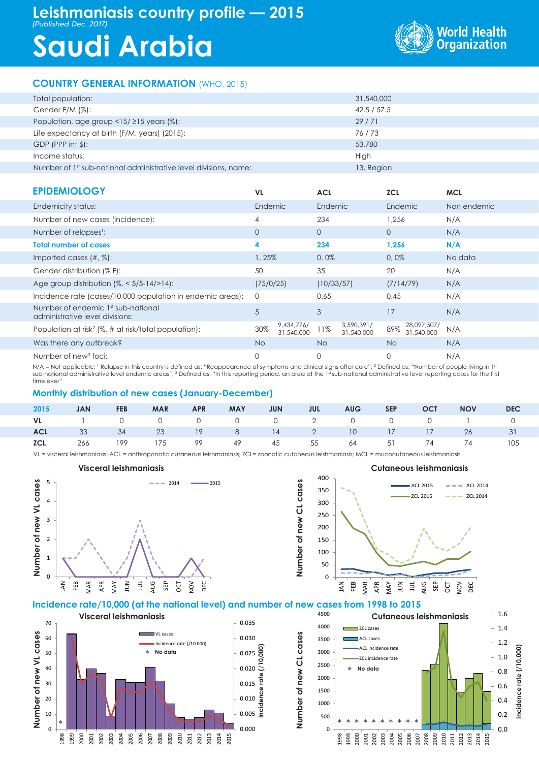# Leishmaniasis country profile — 2015

*(Published Dec. 2017)*

# Saudi Arabia

World Health Organization

## COUNTRY GENERAL INFORMATION (WHO, 2015)

| | |
|---|---|
| Total population: | 31,540,000 |
| Gender F/M (%): | 42.5 / 57.5 |
| Population, age group <15/ ≥15 years (%): | 29 / 71 |
| Life expectancy at birth (F/M, years) (2015): | 76 / 73 |
| GDP (PPP int $): | 53,780 |
| Income status: | High |
| Number of 1st sub-national administrative level divisions, name: | 13, Region |

## EPIDEMIOLOGY

| | VL | ACL | ZCL | MCL |
|---|---|---|---|---|
| Endemicity status: | Endemic | Endemic | Endemic | Non endemic |
| Number of new cases (incidence): | 4 | 234 | 1,256 | N/A |
| Number of relapses[1]: | 0 | 0 | 0 | N/A |
| **Total number of cases** | **4** | **234** | **1,256** | **N/A** |
| Imported cases (#, %): | 1, 25% | 0, 0% | 0, 0% | No data |
| Gender distribution (% F): | 50 | 35 | 20 | N/A |
| Age group distribution (%, < 5/5-14/>14): | (75/0/25) | (10/33/57) | (7/14/79) | N/A |
| Incidence rate (cases/10,000 population in endemic areas): | 0 | 0.65 | 0.45 | N/A |
| Number of endemic 1st sub-national administrative level divisions: | 5 | 3 | 17 | N/A |
| Population at risk[2] (%, # at risk/total population): | 30% 9,434,776/ 31,540,000 | 11% 3,590,391/ 31,540,000 | 89% 28,097,507/ 31,540,000 | N/A |
| Was there any outbreak? | No | No | No | N/A |
| Number of new[3] foci: | 0 | 0 | 0 | N/A |

N/A = Not applicable; [1] Relapse in this country is defined as: "Reappearance of symptoms and clinical signs after cure"; [2] Defined as: "Number of people living in 1st sub-national administrative level endemic areas"; [3] Defined as: "In this reporting period, an area at the 1st sub-national administrative level reporting cases for the first time ever"

## Monthly distribution of new cases (January-December)

| 2015 | JAN | FEB | MAR | APR | MAY | JUN | JUL | AUG | SEP | OCT | NOV | DEC |
|---|---|---|---|---|---|---|---|---|---|---|---|---|
| **VL** | 1 | 0 | 0 | 0 | 0 | 0 | 2 | 0 | 0 | 0 | 1 | 0 |
| **ACL** | 33 | 34 | 23 | 19 | 8 | 14 | 2 | 10 | 17 | 17 | 26 | 31 |
| **ZCL** | 266 | 199 | 175 | 99 | 49 | 45 | 55 | 64 | 51 | 74 | 74 | 105 |

VL = visceral leishmaniasis; ACL = anthroponotic cutaneous leishmaniasis; ZCL= zoonotic cutaneous leishmaniasis; MCL = mucocutaneous leishmaniasis

## Incidence rate/10,000 (at the national level) and number of new cases from 1998 to 2015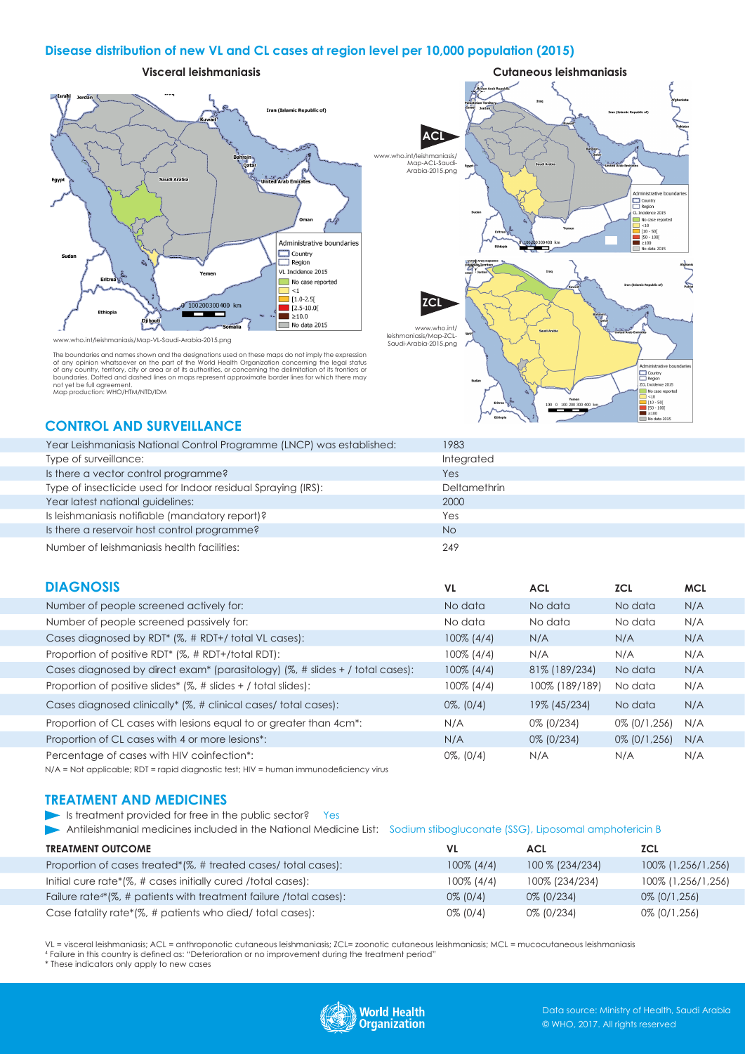## Disease distribution of new VL and CL cases at region level per 10,000 population (2015)

### Visceral leishmaniasis

Administrative boundaries
Country
Region
VL Incidence 2015
No case reported
<1
[1.0-2.5[
[2.5-10.0[
≥10.0
No data 2015

www.who.int/leishmaniasis/Map-VL-Saudi-Arabia-2015.png

The boundaries and names shown and the designations used on these maps do not imply the expression of any opinion whatsoever on the part of the World Health Organization concerning the legal status of any country, territory, city or area or of its authorities, or concerning the delimitation of its frontiers or boundaries. Dotted and dashed lines on maps represent approximate border lines for which there may not yet be full agreement.
Map production: WHO/HTM/NTD/IDM

### Cutaneous leishmaniasis

ACL

www.who.int/leishmaniasis/Map-ACL-Saudi-Arabia-2015.png

Administrative boundaries
Country
Region
CL Incidence 2015
No case reported
<10
[10 - 50[
[50 - 100[
≥100
No data 2015

ZCL

www.who.int/leishmaniasis/Map-ZCL-Saudi-Arabia-2015.png

Administrative boundaries
Country
Region
ZCL Incidence 2015
No case reported
<10
[10 - 50[
[50 - 100[
≥100
No data 2015

## CONTROL AND SURVEILLANCE

| | |
|---|---|
| Year Leishmaniasis National Control Programme (LNCP) was established: | 1983 |
| Type of surveillance: | Integrated |
| Is there a vector control programme? | Yes |
| Type of insecticide used for Indoor residual Spraying (IRS): | Deltamethrin |
| Year latest national guidelines: | 2000 |
| Is leishmaniasis notifiable (mandatory report)? | Yes |
| Is there a reservoir host control programme? | No |
| Number of leishmaniasis health facilities: | 249 |

## DIAGNOSIS

| DIAGNOSIS | VL | ACL | ZCL | MCL |
|---|---|---|---|---|
| Number of people screened actively for: | No data | No data | No data | N/A |
| Number of people screened passively for: | No data | No data | No data | N/A |
| Cases diagnosed by RDT* (%, # RDT+/ total VL cases): | 100% (4/4) | N/A | N/A | N/A |
| Proportion of positive RDT* (%, # RDT+/total RDT): | 100% (4/4) | N/A | N/A | N/A |
| Cases diagnosed by direct exam* (parasitology) (%, # slides + / total cases): | 100% (4/4) | 81% (189/234) | No data | N/A |
| Proportion of positive slides* (%, # slides + / total slides): | 100% (4/4) | 100% (189/189) | No data | N/A |
| Cases diagnosed clinically* (%, # clinical cases/ total cases): | 0%, (0/4) | 19% (45/234) | No data | N/A |
| Proportion of CL cases with lesions equal to or greater than 4cm*: | N/A | 0% (0/234) | 0% (0/1,256) | N/A |
| Proportion of CL cases with 4 or more lesions*: | N/A | 0% (0/234) | 0% (0/1,256) | N/A |
| Percentage of cases with HIV coinfection*: | 0%, (0/4) | N/A | N/A | N/A |

N/A = Not applicable; RDT = rapid diagnostic test; HIV = human immunodeficiency virus

## TREATMENT AND MEDICINES

- Is treatment provided for free in the public sector? Yes
- Antileishmanial medicines included in the National Medicine List: Sodium stibogluconate (SSG), Liposomal amphotericin B

| TREATMENT OUTCOME | VL | ACL | ZCL |
|---|---|---|---|
| Proportion of cases treated*(%, # treated cases/ total cases): | 100% (4/4) | 100 % (234/234) | 100% (1,256/1,256) |
| Initial cure rate*(%, # cases initially cured /total cases): | 100% (4/4) | 100% (234/234) | 100% (1,256/1,256) |
| Failure rate[4]*(%, # patients with treatment failure /total cases): | 0% (0/4) | 0% (0/234) | 0% (0/1,256) |
| Case fatality rate*(%, # patients who died/ total cases): | 0% (0/4) | 0% (0/234) | 0% (0/1,256) |

VL = visceral leishmaniasis; ACL = anthroponotic cutaneous leishmaniasis; ZCL= zoonotic cutaneous leishmaniasis; MCL = mucocutaneous leishmaniasis
[4] Failure in this country is defined as: "Deterioration or no improvement during the treatment period"
* These indicators only apply to new cases

World Health Organization

Data source: Ministry of Health, Saudi Arabia
© WHO, 2017. All rights reserved